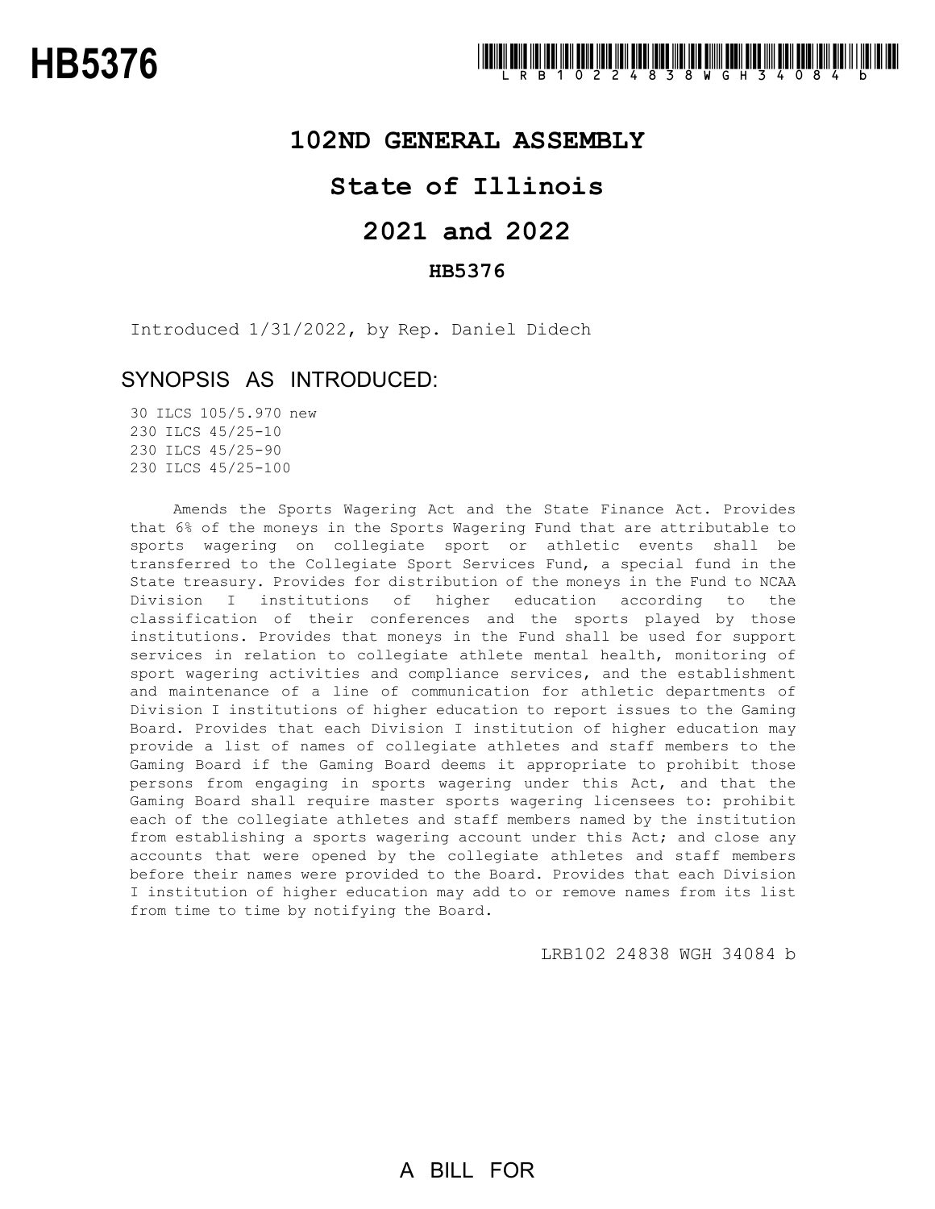# HB5376

LRB102 24838 WGH 34084 b

# 102ND GENERAL ASSEMBLY

# State of Illinois

# 2021 and 2022

## HB5376

Introduced 1/31/2022, by Rep. Daniel Didech

## SYNOPSIS AS INTRODUCED:

30 ILCS 105/5.970 new
230 ILCS 45/25-10
230 ILCS 45/25-90
230 ILCS 45/25-100

Amends the Sports Wagering Act and the State Finance Act. Provides that 6% of the moneys in the Sports Wagering Fund that are attributable to sports wagering on collegiate sport or athletic events shall be transferred to the Collegiate Sport Services Fund, a special fund in the State treasury. Provides for distribution of the moneys in the Fund to NCAA Division I institutions of higher education according to the classification of their conferences and the sports played by those institutions. Provides that moneys in the Fund shall be used for support services in relation to collegiate athlete mental health, monitoring of sport wagering activities and compliance services, and the establishment and maintenance of a line of communication for athletic departments of Division I institutions of higher education to report issues to the Gaming Board. Provides that each Division I institution of higher education may provide a list of names of collegiate athletes and staff members to the Gaming Board if the Gaming Board deems it appropriate to prohibit those persons from engaging in sports wagering under this Act, and that the Gaming Board shall require master sports wagering licensees to: prohibit each of the collegiate athletes and staff members named by the institution from establishing a sports wagering account under this Act; and close any accounts that were opened by the collegiate athletes and staff members before their names were provided to the Board. Provides that each Division I institution of higher education may add to or remove names from its list from time to time by notifying the Board.

LRB102 24838 WGH 34084 b

A BILL FOR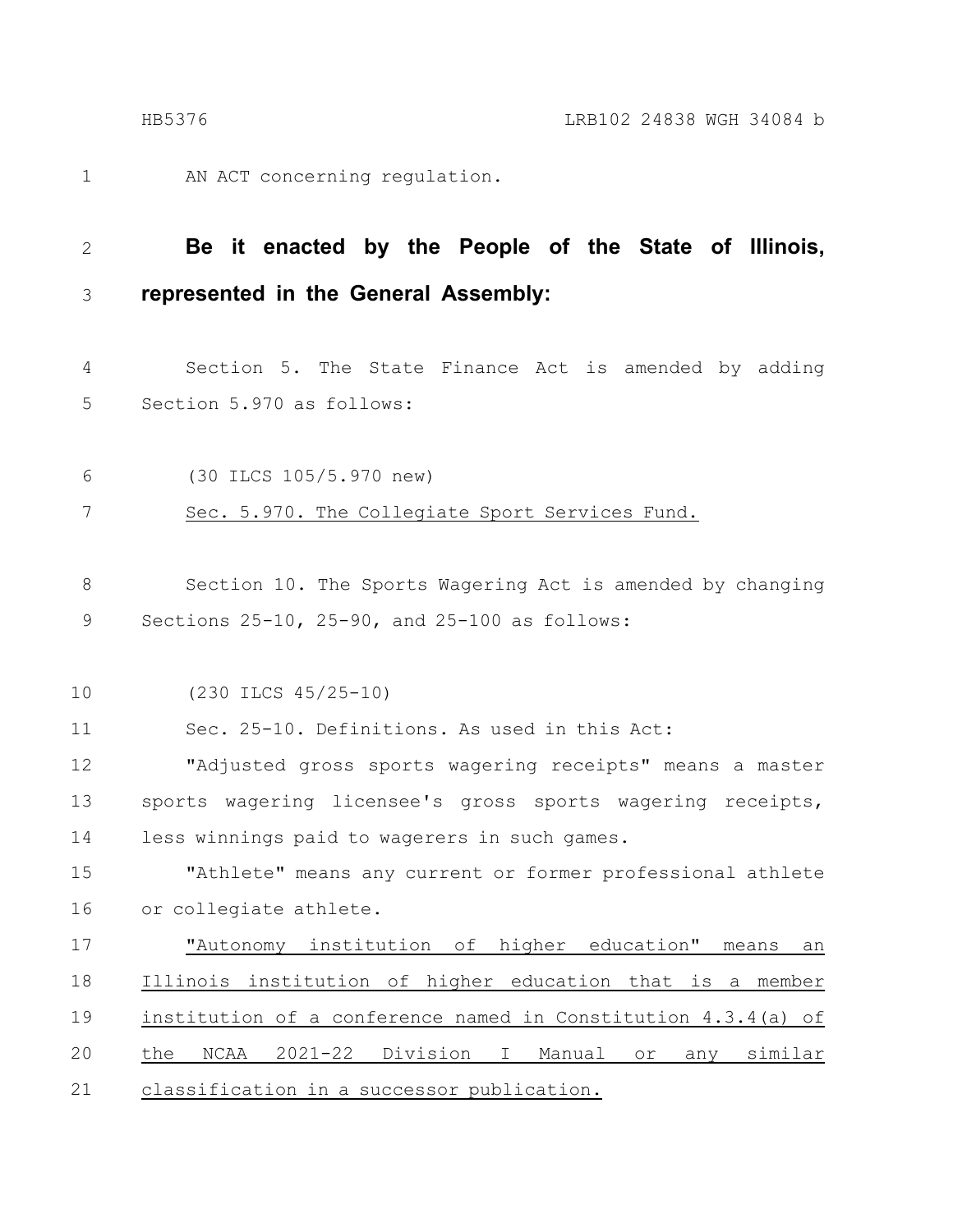AN ACT concerning regulation.

**Be it enacted by the People of the State of Illinois, represented in the General Assembly:**

Section 5. The State Finance Act is amended by adding Section 5.970 as follows:

(30 ILCS 105/5.970 new)

<u>Sec. 5.970. The Collegiate Sport Services Fund.</u>

Section 10. The Sports Wagering Act is amended by changing Sections 25-10, 25-90, and 25-100 as follows:

(230 ILCS 45/25-10)

Sec. 25-10. Definitions. As used in this Act:

"Adjusted gross sports wagering receipts" means a master sports wagering licensee's gross sports wagering receipts, less winnings paid to wagerers in such games.

"Athlete" means any current or former professional athlete or collegiate athlete.

<u>"Autonomy institution of higher education" means an Illinois institution of higher education that is a member institution of a conference named in Constitution 4.3.4(a) of the NCAA 2021-22 Division I Manual or any similar classification in a successor publication.</u>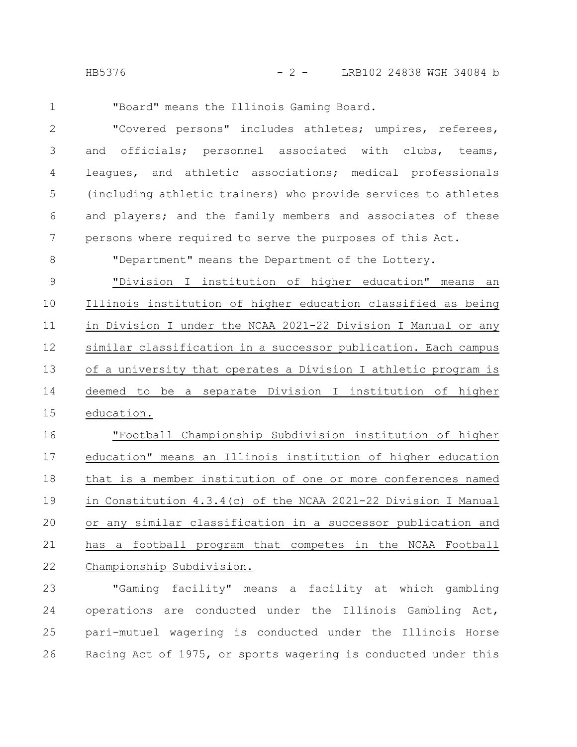"Board" means the Illinois Gaming Board.

"Covered persons" includes athletes; umpires, referees, and officials; personnel associated with clubs, teams, leagues, and athletic associations; medical professionals (including athletic trainers) who provide services to athletes and players; and the family members and associates of these persons where required to serve the purposes of this Act.

"Department" means the Department of the Lottery.

"Division I institution of higher education" means an Illinois institution of higher education classified as being in Division I under the NCAA 2021-22 Division I Manual or any similar classification in a successor publication. Each campus of a university that operates a Division I athletic program is deemed to be a separate Division I institution of higher education.

"Football Championship Subdivision institution of higher education" means an Illinois institution of higher education that is a member institution of one or more conferences named in Constitution 4.3.4(c) of the NCAA 2021-22 Division I Manual or any similar classification in a successor publication and has a football program that competes in the NCAA Football Championship Subdivision.

"Gaming facility" means a facility at which gambling operations are conducted under the Illinois Gambling Act, pari-mutuel wagering is conducted under the Illinois Horse Racing Act of 1975, or sports wagering is conducted under this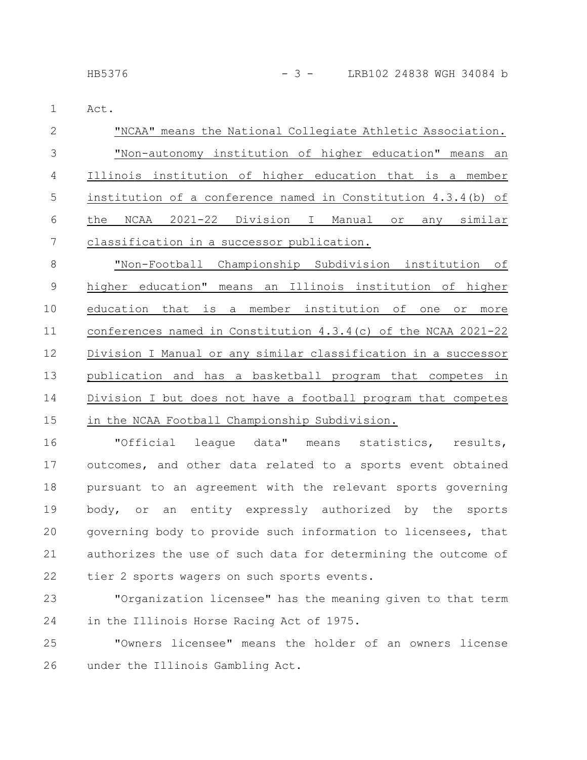Act.

"NCAA" means the National Collegiate Athletic Association.

"Non-autonomy institution of higher education" means an Illinois institution of higher education that is a member institution of a conference named in Constitution 4.3.4(b) of the NCAA 2021-22 Division I Manual or any similar classification in a successor publication.

"Non-Football Championship Subdivision institution of higher education" means an Illinois institution of higher education that is a member institution of one or more conferences named in Constitution 4.3.4(c) of the NCAA 2021-22 Division I Manual or any similar classification in a successor publication and has a basketball program that competes in Division I but does not have a football program that competes in the NCAA Football Championship Subdivision.

"Official league data" means statistics, results, outcomes, and other data related to a sports event obtained pursuant to an agreement with the relevant sports governing body, or an entity expressly authorized by the sports governing body to provide such information to licensees, that authorizes the use of such data for determining the outcome of tier 2 sports wagers on such sports events.

"Organization licensee" has the meaning given to that term in the Illinois Horse Racing Act of 1975.

"Owners licensee" means the holder of an owners license under the Illinois Gambling Act.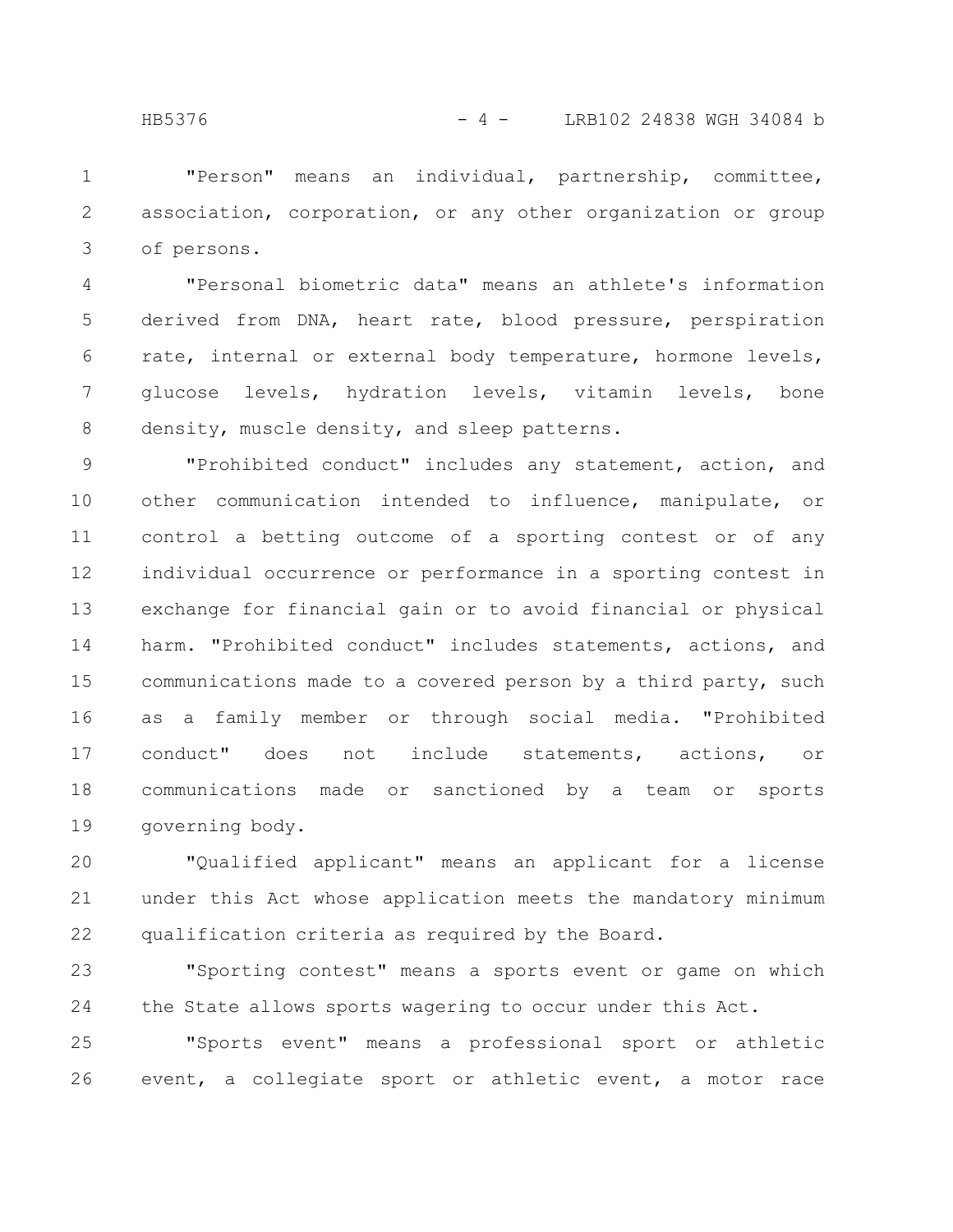"Person" means an individual, partnership, committee, association, corporation, or any other organization or group of persons.

"Personal biometric data" means an athlete's information derived from DNA, heart rate, blood pressure, perspiration rate, internal or external body temperature, hormone levels, glucose levels, hydration levels, vitamin levels, bone density, muscle density, and sleep patterns.

"Prohibited conduct" includes any statement, action, and other communication intended to influence, manipulate, or control a betting outcome of a sporting contest or of any individual occurrence or performance in a sporting contest in exchange for financial gain or to avoid financial or physical harm. "Prohibited conduct" includes statements, actions, and communications made to a covered person by a third party, such as a family member or through social media. "Prohibited conduct" does not include statements, actions, or communications made or sanctioned by a team or sports governing body.

"Qualified applicant" means an applicant for a license under this Act whose application meets the mandatory minimum qualification criteria as required by the Board.

"Sporting contest" means a sports event or game on which the State allows sports wagering to occur under this Act.

"Sports event" means a professional sport or athletic event, a collegiate sport or athletic event, a motor race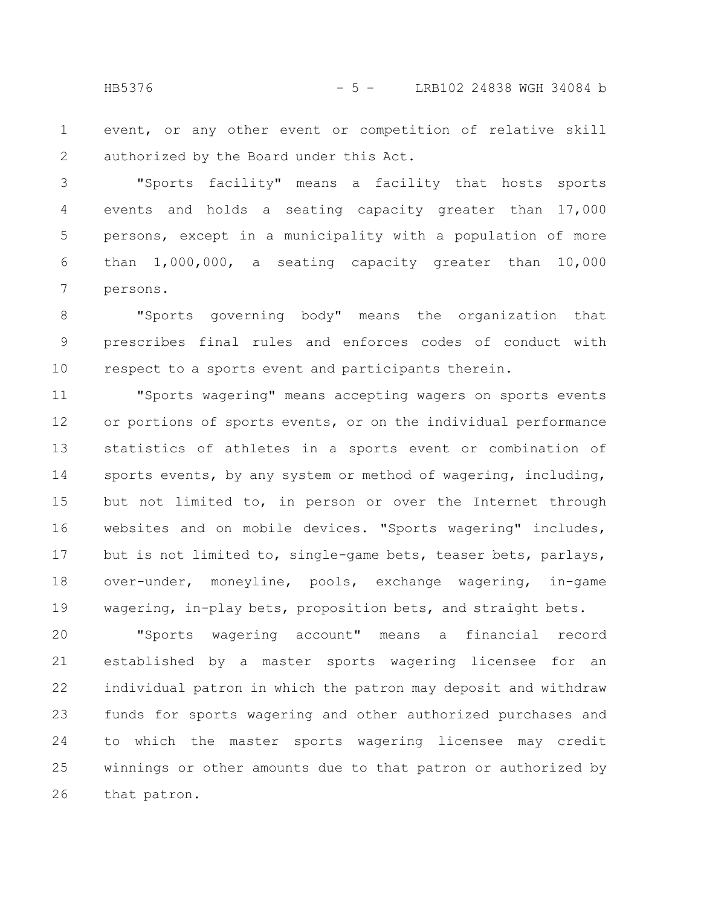event, or any other event or competition of relative skill authorized by the Board under this Act.

"Sports facility" means a facility that hosts sports events and holds a seating capacity greater than 17,000 persons, except in a municipality with a population of more than 1,000,000, a seating capacity greater than 10,000 persons.

"Sports governing body" means the organization that prescribes final rules and enforces codes of conduct with respect to a sports event and participants therein.

"Sports wagering" means accepting wagers on sports events or portions of sports events, or on the individual performance statistics of athletes in a sports event or combination of sports events, by any system or method of wagering, including, but not limited to, in person or over the Internet through websites and on mobile devices. "Sports wagering" includes, but is not limited to, single-game bets, teaser bets, parlays, over-under, moneyline, pools, exchange wagering, in-game wagering, in-play bets, proposition bets, and straight bets.

"Sports wagering account" means a financial record established by a master sports wagering licensee for an individual patron in which the patron may deposit and withdraw funds for sports wagering and other authorized purchases and to which the master sports wagering licensee may credit winnings or other amounts due to that patron or authorized by that patron.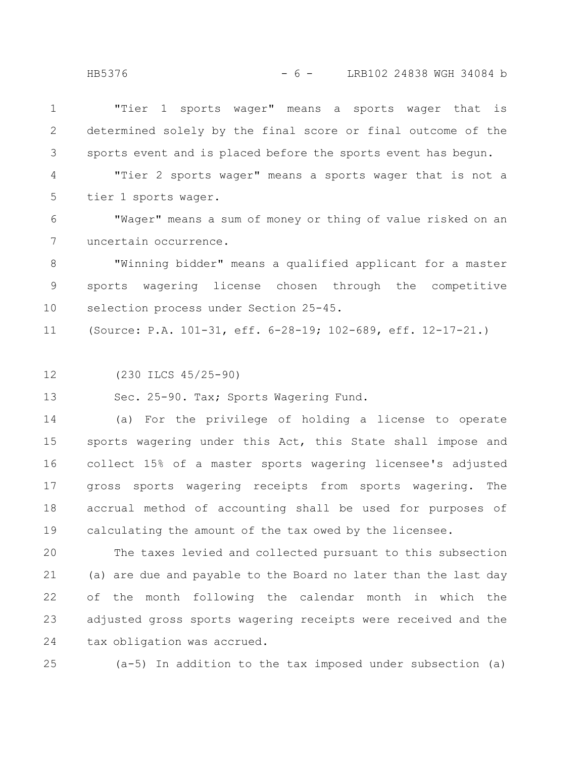"Tier 1 sports wager" means a sports wager that is determined solely by the final score or final outcome of the sports event and is placed before the sports event has begun.

"Tier 2 sports wager" means a sports wager that is not a tier 1 sports wager.

"Wager" means a sum of money or thing of value risked on an uncertain occurrence.

"Winning bidder" means a qualified applicant for a master sports wagering license chosen through the competitive selection process under Section 25-45.

(Source: P.A. 101-31, eff. 6-28-19; 102-689, eff. 12-17-21.)

(230 ILCS 45/25-90)

Sec. 25-90. Tax; Sports Wagering Fund.

(a) For the privilege of holding a license to operate sports wagering under this Act, this State shall impose and collect 15% of a master sports wagering licensee's adjusted gross sports wagering receipts from sports wagering. The accrual method of accounting shall be used for purposes of calculating the amount of the tax owed by the licensee.

The taxes levied and collected pursuant to this subsection (a) are due and payable to the Board no later than the last day of the month following the calendar month in which the adjusted gross sports wagering receipts were received and the tax obligation was accrued.

(a-5) In addition to the tax imposed under subsection (a)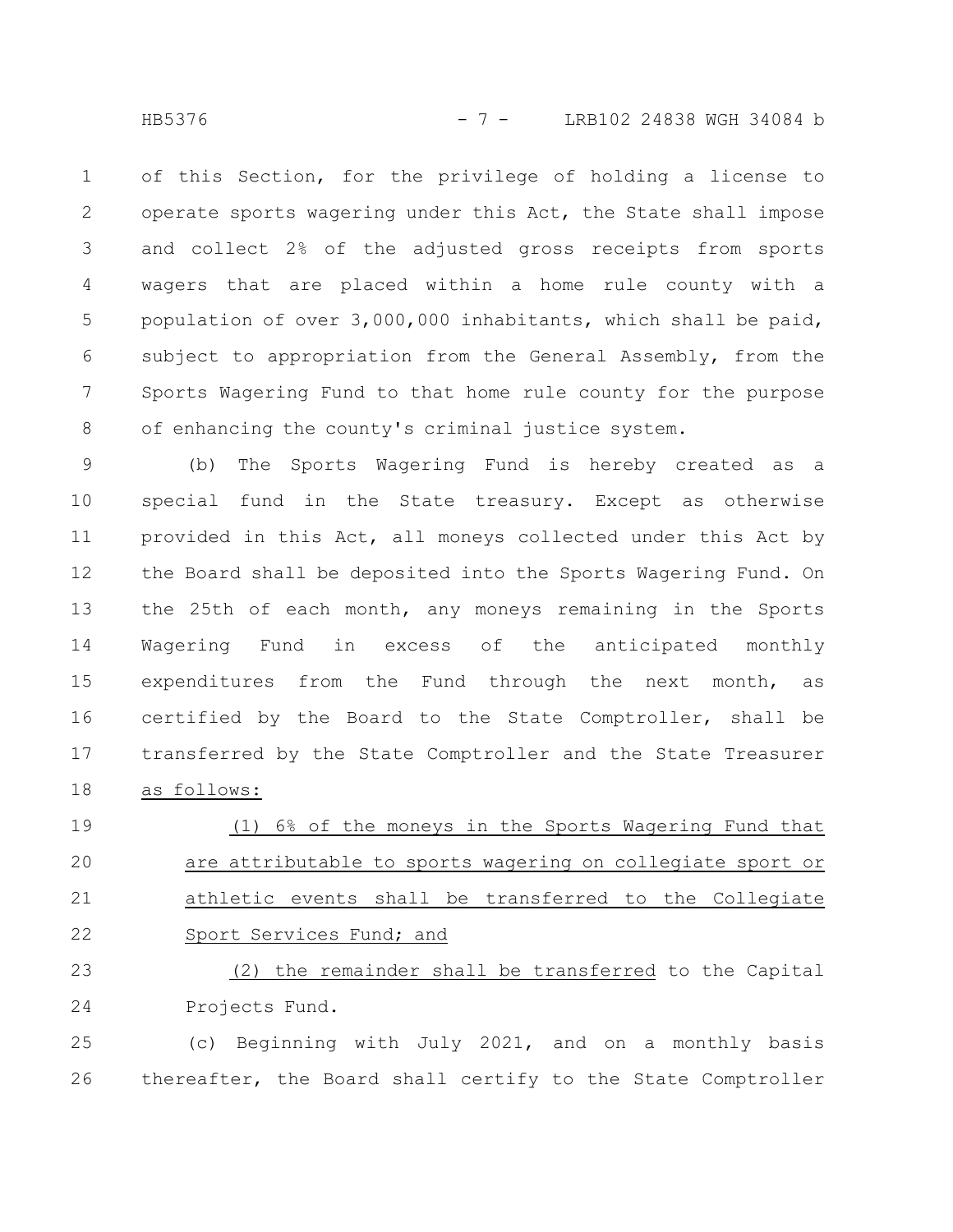of this Section, for the privilege of holding a license to operate sports wagering under this Act, the State shall impose and collect 2% of the adjusted gross receipts from sports wagers that are placed within a home rule county with a population of over 3,000,000 inhabitants, which shall be paid, subject to appropriation from the General Assembly, from the Sports Wagering Fund to that home rule county for the purpose of enhancing the county's criminal justice system.

(b) The Sports Wagering Fund is hereby created as a special fund in the State treasury. Except as otherwise provided in this Act, all moneys collected under this Act by the Board shall be deposited into the Sports Wagering Fund. On the 25th of each month, any moneys remaining in the Sports Wagering Fund in excess of the anticipated monthly expenditures from the Fund through the next month, as certified by the Board to the State Comptroller, shall be transferred by the State Comptroller and the State Treasurer as follows:

(1) 6% of the moneys in the Sports Wagering Fund that are attributable to sports wagering on collegiate sport or athletic events shall be transferred to the Collegiate Sport Services Fund; and

(2) the remainder shall be transferred to the Capital Projects Fund.

(c) Beginning with July 2021, and on a monthly basis thereafter, the Board shall certify to the State Comptroller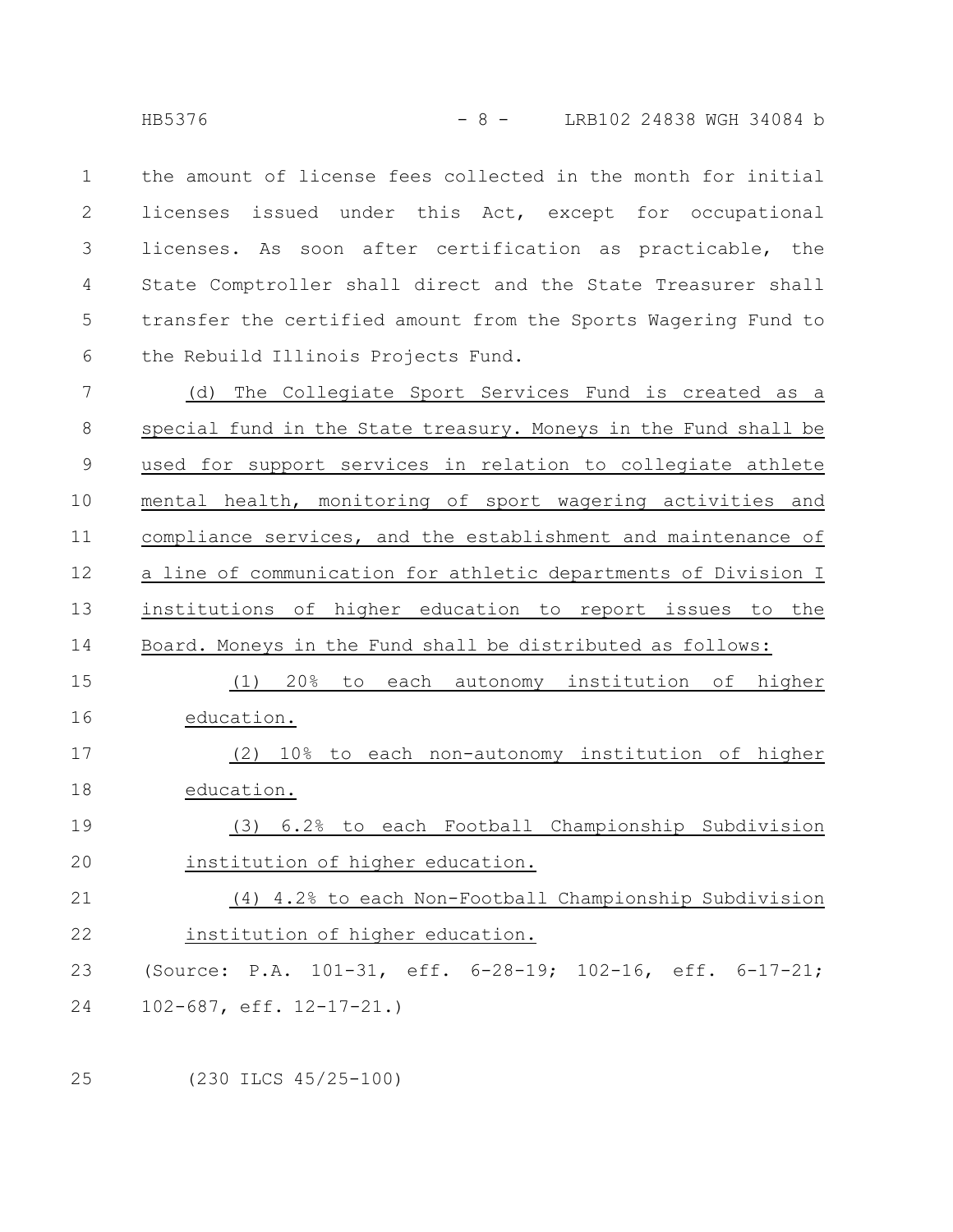the amount of license fees collected in the month for initial licenses issued under this Act, except for occupational licenses. As soon after certification as practicable, the State Comptroller shall direct and the State Treasurer shall transfer the certified amount from the Sports Wagering Fund to the Rebuild Illinois Projects Fund.

(d) The Collegiate Sport Services Fund is created as a special fund in the State treasury. Moneys in the Fund shall be used for support services in relation to collegiate athlete mental health, monitoring of sport wagering activities and compliance services, and the establishment and maintenance of a line of communication for athletic departments of Division I institutions of higher education to report issues to the Board. Moneys in the Fund shall be distributed as follows:

(1) 20% to each autonomy institution of higher education.

(2) 10% to each non-autonomy institution of higher education.

(3) 6.2% to each Football Championship Subdivision institution of higher education.

(4) 4.2% to each Non-Football Championship Subdivision institution of higher education.

(Source: P.A. 101-31, eff. 6-28-19; 102-16, eff. 6-17-21; 102-687, eff. 12-17-21.)

(230 ILCS 45/25-100)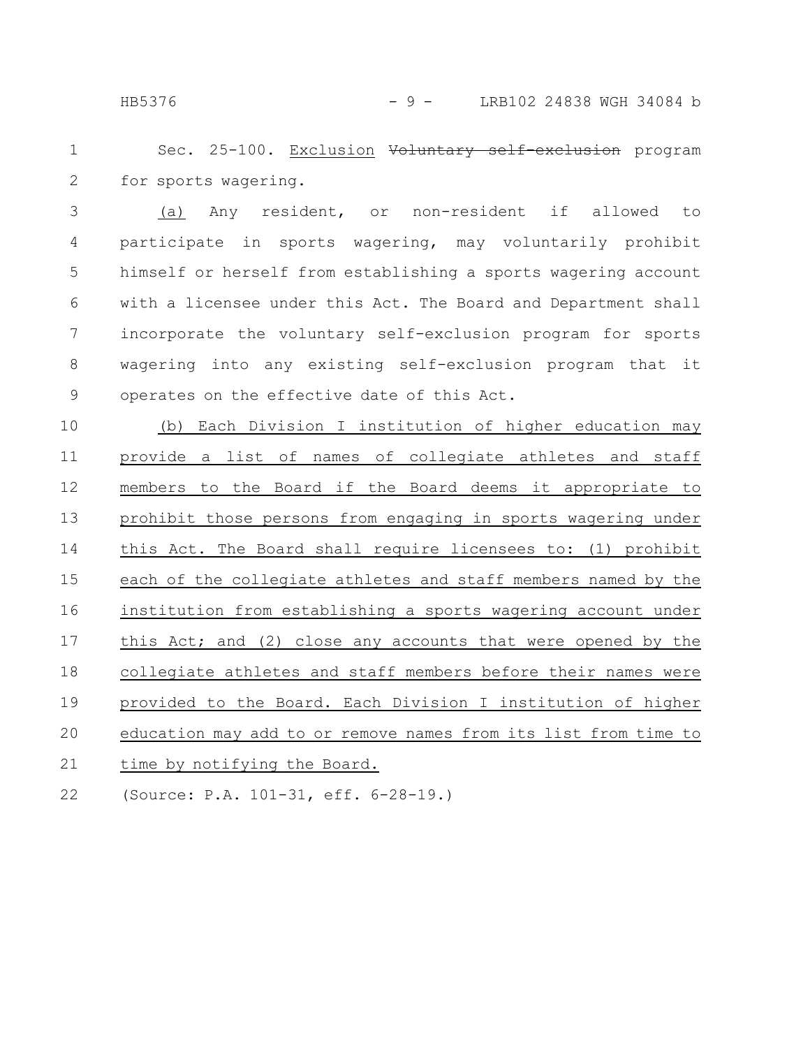Sec. 25-100. Exclusion ~~Voluntary self-exclusion~~ program for sports wagering.

(a) Any resident, or non-resident if allowed to participate in sports wagering, may voluntarily prohibit himself or herself from establishing a sports wagering account with a licensee under this Act. The Board and Department shall incorporate the voluntary self-exclusion program for sports wagering into any existing self-exclusion program that it operates on the effective date of this Act.

(b) Each Division I institution of higher education may provide a list of names of collegiate athletes and staff members to the Board if the Board deems it appropriate to prohibit those persons from engaging in sports wagering under this Act. The Board shall require licensees to: (1) prohibit each of the collegiate athletes and staff members named by the institution from establishing a sports wagering account under this Act; and (2) close any accounts that were opened by the collegiate athletes and staff members before their names were provided to the Board. Each Division I institution of higher education may add to or remove names from its list from time to time by notifying the Board.

(Source: P.A. 101-31, eff. 6-28-19.)